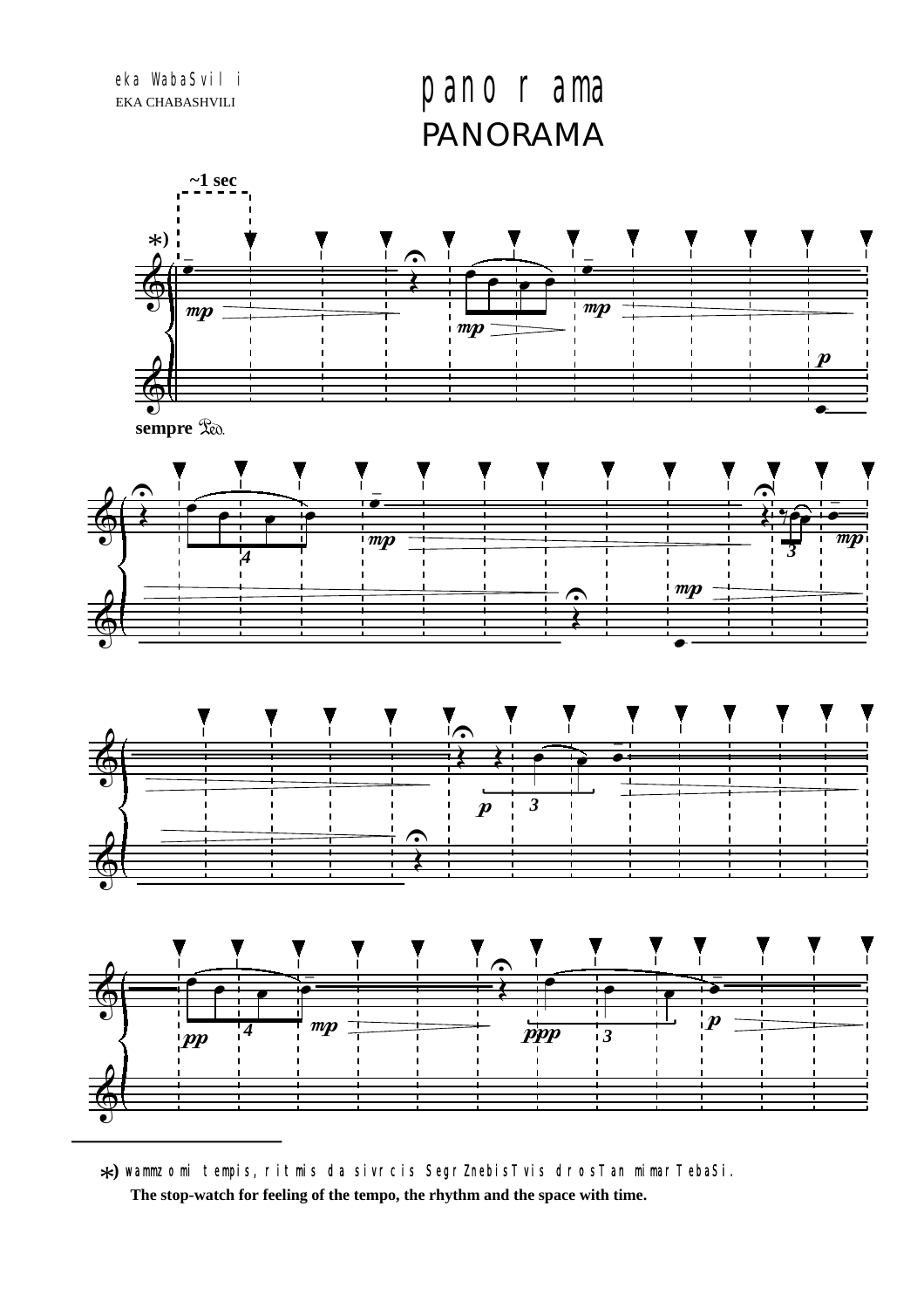eka WabaSvili
EKA CHABASHVILI

# panorama
# PANORAMA

~1 sec

*)

sempre Ped.

*) wammzomi tempis, ritmis da sivrcis SegrZnebisTvis drosTan mimarTebaSi.
The stop-watch for feeling of the tempo, the rhythm and the space with time.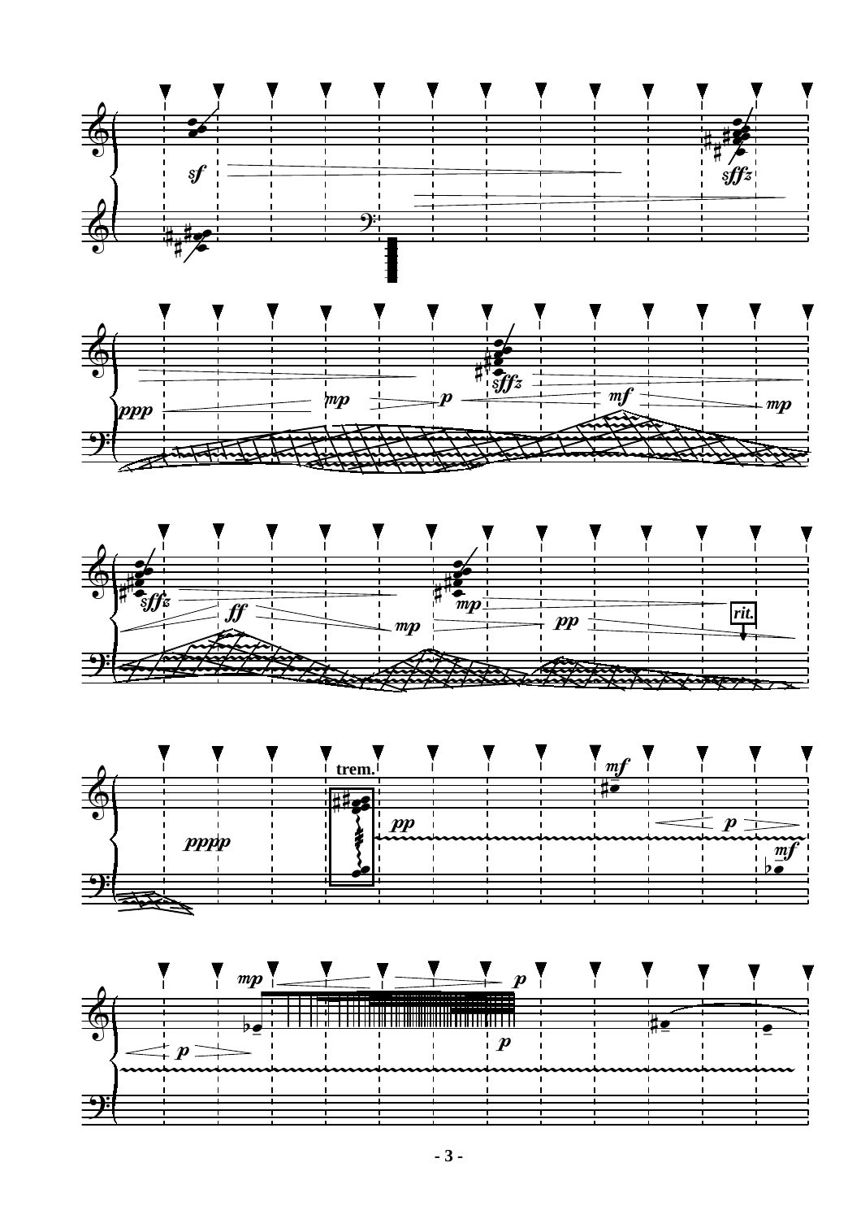*sf* *sffz*

*ppp* *mp* *p* *sffz* *mf* *mp*

*sffz* *ff* *mp* *mp* *pp* **rit.**

*pppp* **trem.** *pp* *mf* *p* *mf*

*p* *mp* *p* *p*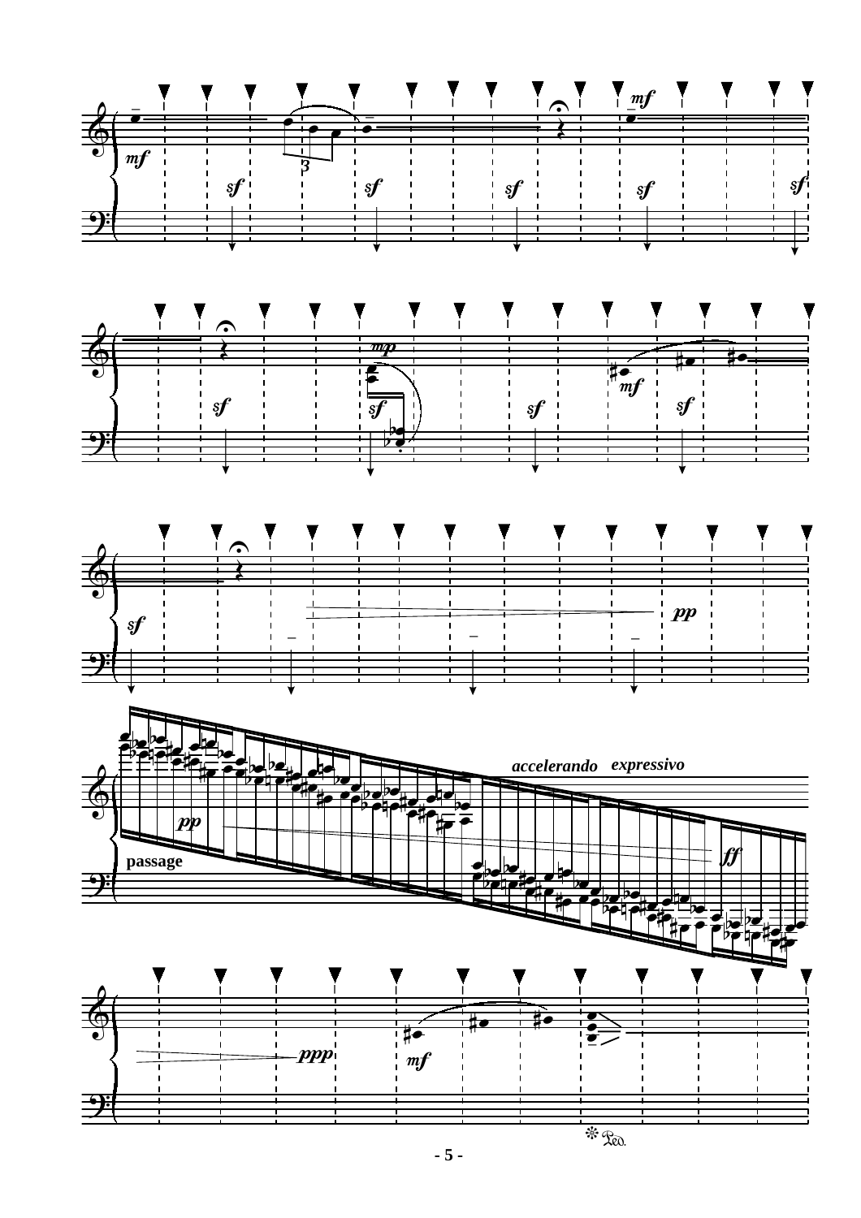*mf* *mf* *sf* *sf* *sf* *sf* *sf*

*mp* *sf* *sf* *sf* *mf* *sf*

*sf* *pp*

*pp* passage *accelerando* *expressivo* *ff*

*ppp* *mf*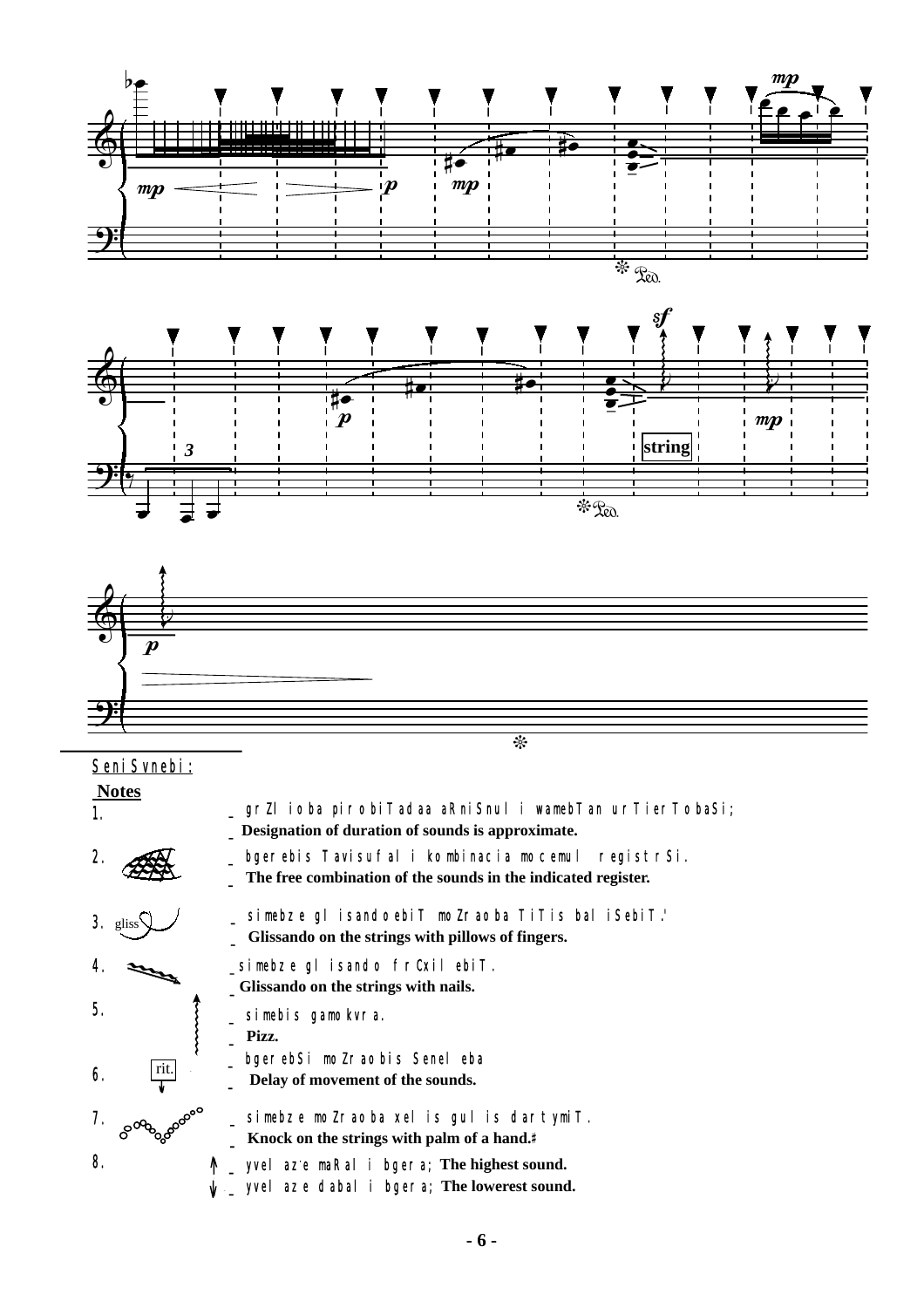SeniSvnebi:

**Notes**

1. – grZlioba pirobiTadaa aRniSnuli wamebTan urTierTobaSi;
   – **Designation of duration of sounds is approximate.**

2. – bgerebis Tavisufali kombinacia mocemul registrSi.
   – **The free combination of the sounds in the indicated register.**

3. gliss – simebze glisandoebiT moZraoba TiTis baliSebiT.'
   – **Glissando on the strings with pillows of fingers.**

4. – simebze glisando frCxilebiT.
   – **Glissando on the strings with nails.**

5. – simebis gamokvra.
   – **Pizz.**

6. rit. – bgerebSi moZraobis Seneleba
   – **Delay of movement of the sounds.**

7. – simebze moZraoba xelis gulis dartymiT.
   – **Knock on the strings with palm of a hand.**#

8. – yvelaze maRali bgera; **The highest sound.**
   – yvelaze dabali bgera; **The lowerest sound.**